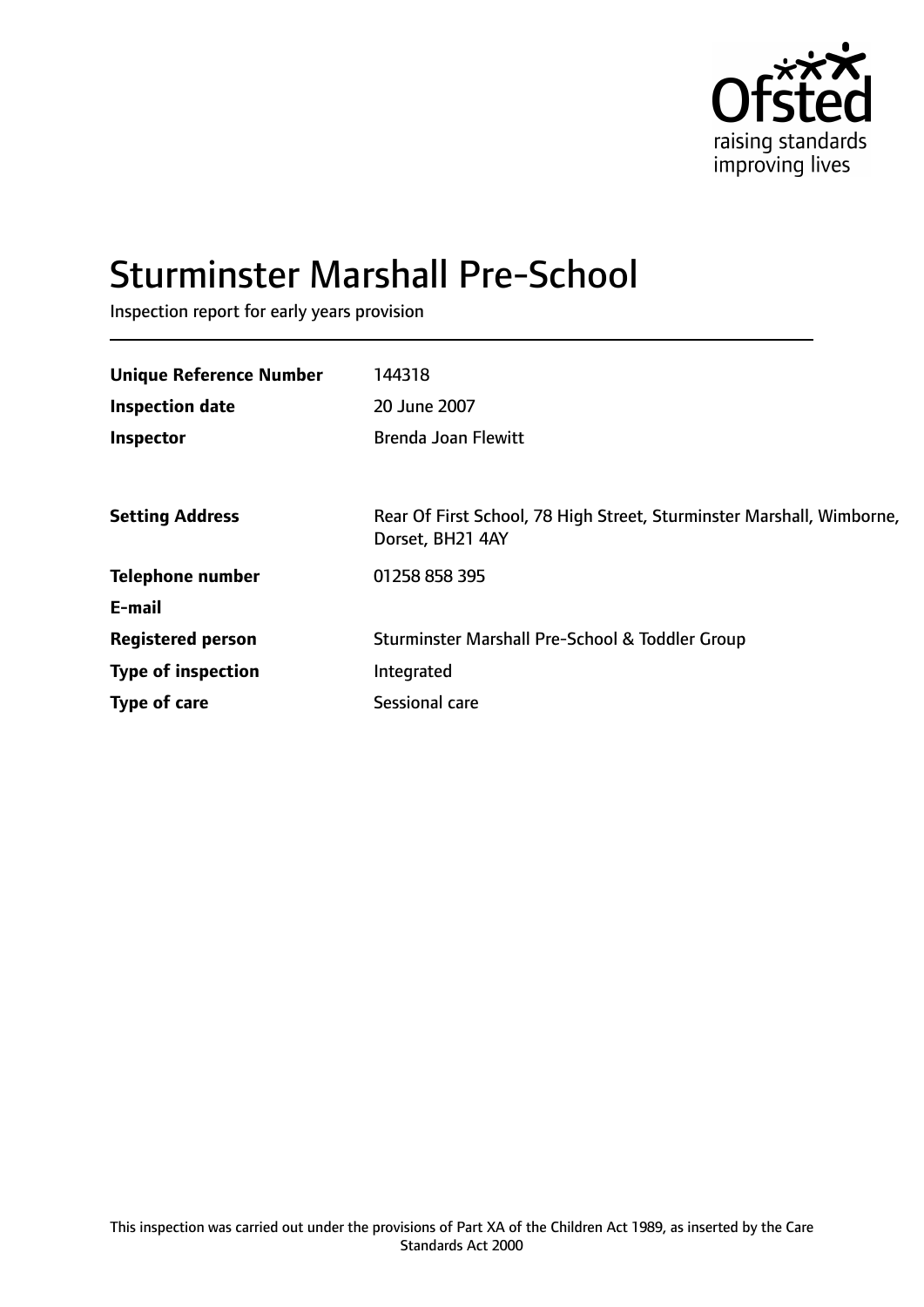# Sturminster Marshall Pre-School

Inspection report for early years provision

| | |
|---|---|
| **Unique Reference Number** | 144318 |
| **Inspection date** | 20 June 2007 |
| **Inspector** | Brenda Joan Flewitt |
| | |
| **Setting Address** | Rear Of First School, 78 High Street, Sturminster Marshall, Wimborne, Dorset, BH21 4AY |
| **Telephone number** | 01258 858 395 |
| **E-mail** | |
| **Registered person** | Sturminster Marshall Pre-School & Toddler Group |
| **Type of inspection** | Integrated |
| **Type of care** | Sessional care |

This inspection was carried out under the provisions of Part XA of the Children Act 1989, as inserted by the Care Standards Act 2000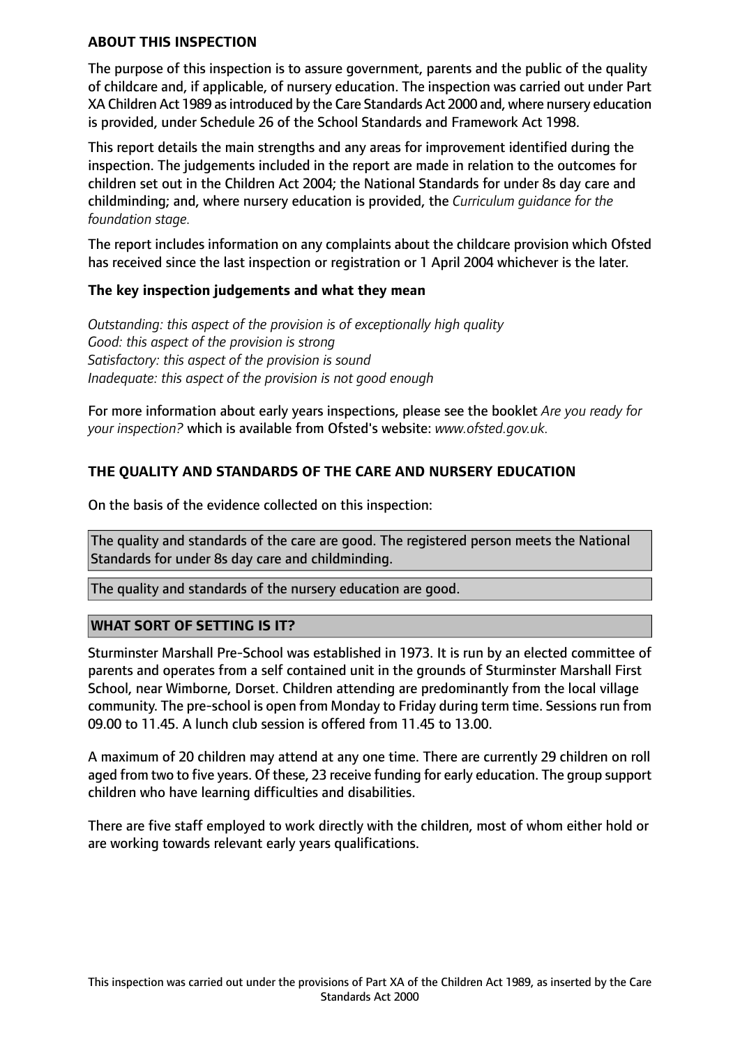## ABOUT THIS INSPECTION

The purpose of this inspection is to assure government, parents and the public of the quality of childcare and, if applicable, of nursery education. The inspection was carried out under Part XA Children Act 1989 as introduced by the Care Standards Act 2000 and, where nursery education is provided, under Schedule 26 of the School Standards and Framework Act 1998.

This report details the main strengths and any areas for improvement identified during the inspection. The judgements included in the report are made in relation to the outcomes for children set out in the Children Act 2004; the National Standards for under 8s day care and childminding; and, where nursery education is provided, the *Curriculum guidance for the foundation stage.*

The report includes information on any complaints about the childcare provision which Ofsted has received since the last inspection or registration or 1 April 2004 whichever is the later.

### The key inspection judgements and what they mean

*Outstanding: this aspect of the provision is of exceptionally high quality*
*Good: this aspect of the provision is strong*
*Satisfactory: this aspect of the provision is sound*
*Inadequate: this aspect of the provision is not good enough*

For more information about early years inspections, please see the booklet *Are you ready for your inspection?* which is available from Ofsted's website: *www.ofsted.gov.uk.*

## THE QUALITY AND STANDARDS OF THE CARE AND NURSERY EDUCATION

On the basis of the evidence collected on this inspection:

The quality and standards of the care are good. The registered person meets the National Standards for under 8s day care and childminding.

The quality and standards of the nursery education are good.

## WHAT SORT OF SETTING IS IT?

Sturminster Marshall Pre-School was established in 1973. It is run by an elected committee of parents and operates from a self contained unit in the grounds of Sturminster Marshall First School, near Wimborne, Dorset. Children attending are predominantly from the local village community. The pre-school is open from Monday to Friday during term time. Sessions run from 09.00 to 11.45. A lunch club session is offered from 11.45 to 13.00.

A maximum of 20 children may attend at any one time. There are currently 29 children on roll aged from two to five years. Of these, 23 receive funding for early education. The group support children who have learning difficulties and disabilities.

There are five staff employed to work directly with the children, most of whom either hold or are working towards relevant early years qualifications.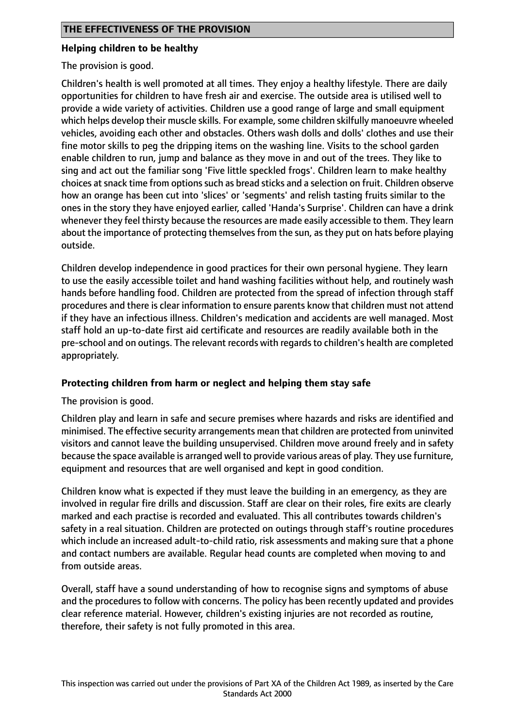## THE EFFECTIVENESS OF THE PROVISION

### Helping children to be healthy

The provision is good.

Children's health is well promoted at all times. They enjoy a healthy lifestyle. There are daily opportunities for children to have fresh air and exercise. The outside area is utilised well to provide a wide variety of activities. Children use a good range of large and small equipment which helps develop their muscle skills. For example, some children skilfully manoeuvre wheeled vehicles, avoiding each other and obstacles. Others wash dolls and dolls' clothes and use their fine motor skills to peg the dripping items on the washing line. Visits to the school garden enable children to run, jump and balance as they move in and out of the trees. They like to sing and act out the familiar song 'Five little speckled frogs'. Children learn to make healthy choices at snack time from options such as bread sticks and a selection on fruit. Children observe how an orange has been cut into 'slices' or 'segments' and relish tasting fruits similar to the ones in the story they have enjoyed earlier, called 'Handa's Surprise'. Children can have a drink whenever they feel thirsty because the resources are made easily accessible to them. They learn about the importance of protecting themselves from the sun, as they put on hats before playing outside.

Children develop independence in good practices for their own personal hygiene. They learn to use the easily accessible toilet and hand washing facilities without help, and routinely wash hands before handling food. Children are protected from the spread of infection through staff procedures and there is clear information to ensure parents know that children must not attend if they have an infectious illness. Children's medication and accidents are well managed. Most staff hold an up-to-date first aid certificate and resources are readily available both in the pre-school and on outings. The relevant records with regards to children's health are completed appropriately.

### Protecting children from harm or neglect and helping them stay safe

The provision is good.

Children play and learn in safe and secure premises where hazards and risks are identified and minimised. The effective security arrangements mean that children are protected from uninvited visitors and cannot leave the building unsupervised. Children move around freely and in safety because the space available is arranged well to provide various areas of play. They use furniture, equipment and resources that are well organised and kept in good condition.

Children know what is expected if they must leave the building in an emergency, as they are involved in regular fire drills and discussion. Staff are clear on their roles, fire exits are clearly marked and each practise is recorded and evaluated. This all contributes towards children's safety in a real situation. Children are protected on outings through staff's routine procedures which include an increased adult-to-child ratio, risk assessments and making sure that a phone and contact numbers are available. Regular head counts are completed when moving to and from outside areas.

Overall, staff have a sound understanding of how to recognise signs and symptoms of abuse and the procedures to follow with concerns. The policy has been recently updated and provides clear reference material. However, children's existing injuries are not recorded as routine, therefore, their safety is not fully promoted in this area.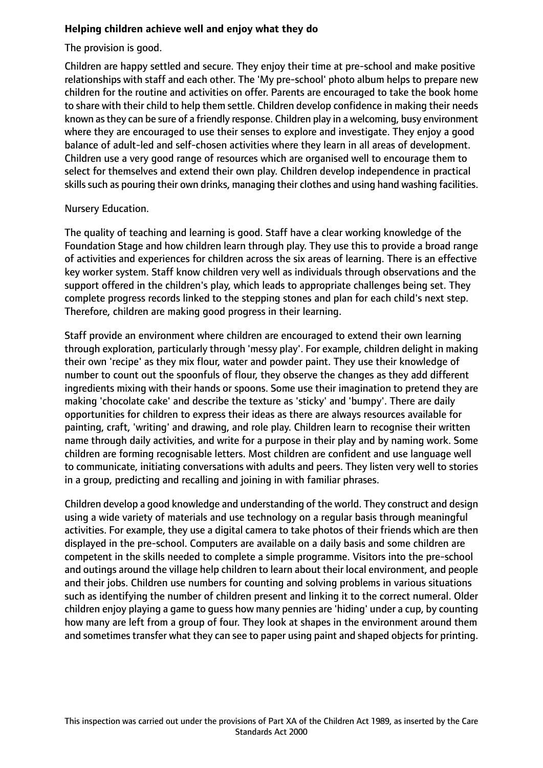**Helping children achieve well and enjoy what they do**

The provision is good.

Children are happy settled and secure. They enjoy their time at pre-school and make positive relationships with staff and each other. The 'My pre-school' photo album helps to prepare new children for the routine and activities on offer. Parents are encouraged to take the book home to share with their child to help them settle. Children develop confidence in making their needs known as they can be sure of a friendly response. Children play in a welcoming, busy environment where they are encouraged to use their senses to explore and investigate. They enjoy a good balance of adult-led and self-chosen activities where they learn in all areas of development. Children use a very good range of resources which are organised well to encourage them to select for themselves and extend their own play. Children develop independence in practical skills such as pouring their own drinks, managing their clothes and using hand washing facilities.

Nursery Education.

The quality of teaching and learning is good. Staff have a clear working knowledge of the Foundation Stage and how children learn through play. They use this to provide a broad range of activities and experiences for children across the six areas of learning. There is an effective key worker system. Staff know children very well as individuals through observations and the support offered in the children's play, which leads to appropriate challenges being set. They complete progress records linked to the stepping stones and plan for each child's next step. Therefore, children are making good progress in their learning.

Staff provide an environment where children are encouraged to extend their own learning through exploration, particularly through 'messy play'. For example, children delight in making their own 'recipe' as they mix flour, water and powder paint. They use their knowledge of number to count out the spoonfuls of flour, they observe the changes as they add different ingredients mixing with their hands or spoons. Some use their imagination to pretend they are making 'chocolate cake' and describe the texture as 'sticky' and 'bumpy'. There are daily opportunities for children to express their ideas as there are always resources available for painting, craft, 'writing' and drawing, and role play. Children learn to recognise their written name through daily activities, and write for a purpose in their play and by naming work. Some children are forming recognisable letters. Most children are confident and use language well to communicate, initiating conversations with adults and peers. They listen very well to stories in a group, predicting and recalling and joining in with familiar phrases.

Children develop a good knowledge and understanding of the world. They construct and design using a wide variety of materials and use technology on a regular basis through meaningful activities. For example, they use a digital camera to take photos of their friends which are then displayed in the pre-school. Computers are available on a daily basis and some children are competent in the skills needed to complete a simple programme. Visitors into the pre-school and outings around the village help children to learn about their local environment, and people and their jobs. Children use numbers for counting and solving problems in various situations such as identifying the number of children present and linking it to the correct numeral. Older children enjoy playing a game to guess how many pennies are 'hiding' under a cup, by counting how many are left from a group of four. They look at shapes in the environment around them and sometimes transfer what they can see to paper using paint and shaped objects for printing.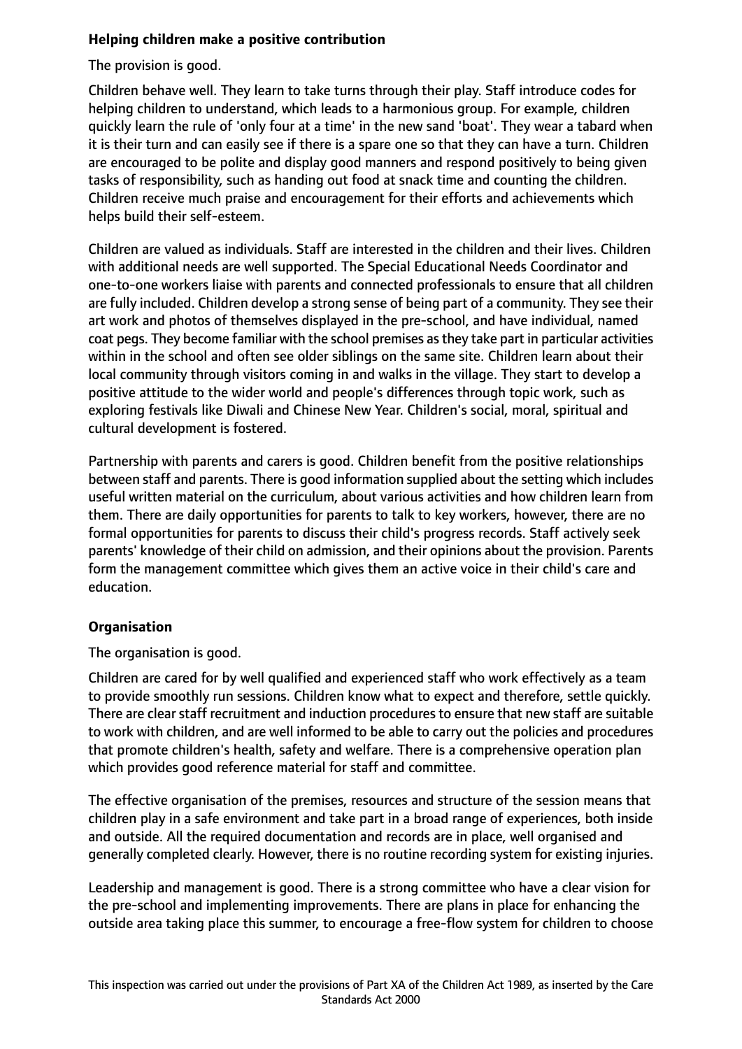**Helping children make a positive contribution**

The provision is good.

Children behave well. They learn to take turns through their play. Staff introduce codes for helping children to understand, which leads to a harmonious group. For example, children quickly learn the rule of 'only four at a time' in the new sand 'boat'. They wear a tabard when it is their turn and can easily see if there is a spare one so that they can have a turn. Children are encouraged to be polite and display good manners and respond positively to being given tasks of responsibility, such as handing out food at snack time and counting the children. Children receive much praise and encouragement for their efforts and achievements which helps build their self-esteem.

Children are valued as individuals. Staff are interested in the children and their lives. Children with additional needs are well supported. The Special Educational Needs Coordinator and one-to-one workers liaise with parents and connected professionals to ensure that all children are fully included. Children develop a strong sense of being part of a community. They see their art work and photos of themselves displayed in the pre-school, and have individual, named coat pegs. They become familiar with the school premises as they take part in particular activities within in the school and often see older siblings on the same site. Children learn about their local community through visitors coming in and walks in the village. They start to develop a positive attitude to the wider world and people's differences through topic work, such as exploring festivals like Diwali and Chinese New Year. Children's social, moral, spiritual and cultural development is fostered.

Partnership with parents and carers is good. Children benefit from the positive relationships between staff and parents. There is good information supplied about the setting which includes useful written material on the curriculum, about various activities and how children learn from them. There are daily opportunities for parents to talk to key workers, however, there are no formal opportunities for parents to discuss their child's progress records. Staff actively seek parents' knowledge of their child on admission, and their opinions about the provision. Parents form the management committee which gives them an active voice in their child's care and education.

**Organisation**

The organisation is good.

Children are cared for by well qualified and experienced staff who work effectively as a team to provide smoothly run sessions. Children know what to expect and therefore, settle quickly. There are clear staff recruitment and induction procedures to ensure that new staff are suitable to work with children, and are well informed to be able to carry out the policies and procedures that promote children's health, safety and welfare. There is a comprehensive operation plan which provides good reference material for staff and committee.

The effective organisation of the premises, resources and structure of the session means that children play in a safe environment and take part in a broad range of experiences, both inside and outside. All the required documentation and records are in place, well organised and generally completed clearly. However, there is no routine recording system for existing injuries.

Leadership and management is good. There is a strong committee who have a clear vision for the pre-school and implementing improvements. There are plans in place for enhancing the outside area taking place this summer, to encourage a free-flow system for children to choose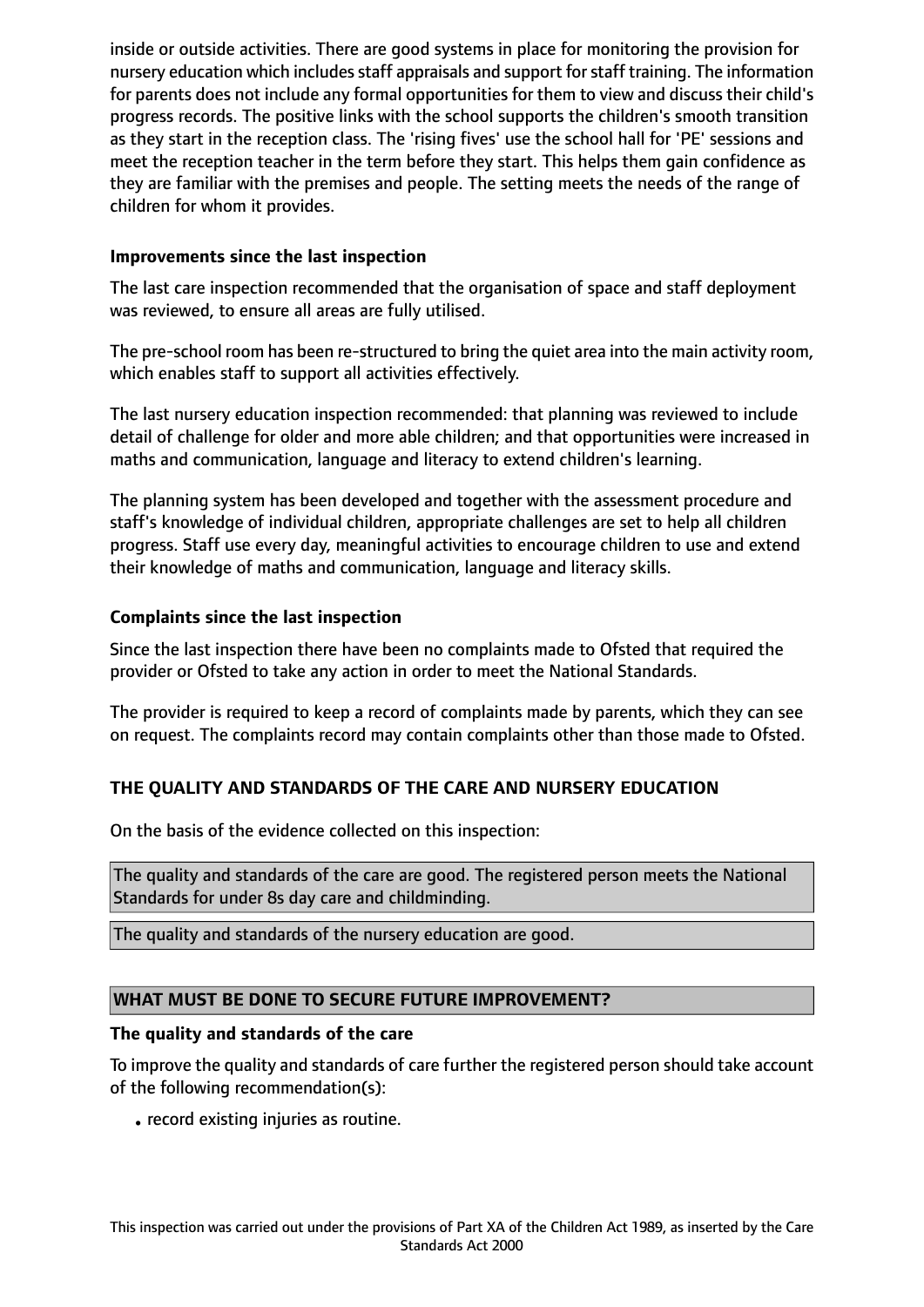inside or outside activities. There are good systems in place for monitoring the provision for nursery education which includes staff appraisals and support for staff training. The information for parents does not include any formal opportunities for them to view and discuss their child's progress records. The positive links with the school supports the children's smooth transition as they start in the reception class. The 'rising fives' use the school hall for 'PE' sessions and meet the reception teacher in the term before they start. This helps them gain confidence as they are familiar with the premises and people. The setting meets the needs of the range of children for whom it provides.

**Improvements since the last inspection**

The last care inspection recommended that the organisation of space and staff deployment was reviewed, to ensure all areas are fully utilised.

The pre-school room has been re-structured to bring the quiet area into the main activity room, which enables staff to support all activities effectively.

The last nursery education inspection recommended: that planning was reviewed to include detail of challenge for older and more able children; and that opportunities were increased in maths and communication, language and literacy to extend children's learning.

The planning system has been developed and together with the assessment procedure and staff's knowledge of individual children, appropriate challenges are set to help all children progress. Staff use every day, meaningful activities to encourage children to use and extend their knowledge of maths and communication, language and literacy skills.

**Complaints since the last inspection**

Since the last inspection there have been no complaints made to Ofsted that required the provider or Ofsted to take any action in order to meet the National Standards.

The provider is required to keep a record of complaints made by parents, which they can see on request. The complaints record may contain complaints other than those made to Ofsted.

**THE QUALITY AND STANDARDS OF THE CARE AND NURSERY EDUCATION**

On the basis of the evidence collected on this inspection:

The quality and standards of the care are good. The registered person meets the National Standards for under 8s day care and childminding.

The quality and standards of the nursery education are good.

**WHAT MUST BE DONE TO SECURE FUTURE IMPROVEMENT?**

**The quality and standards of the care**

To improve the quality and standards of care further the registered person should take account of the following recommendation(s):

- record existing injuries as routine.

This inspection was carried out under the provisions of Part XA of the Children Act 1989, as inserted by the Care Standards Act 2000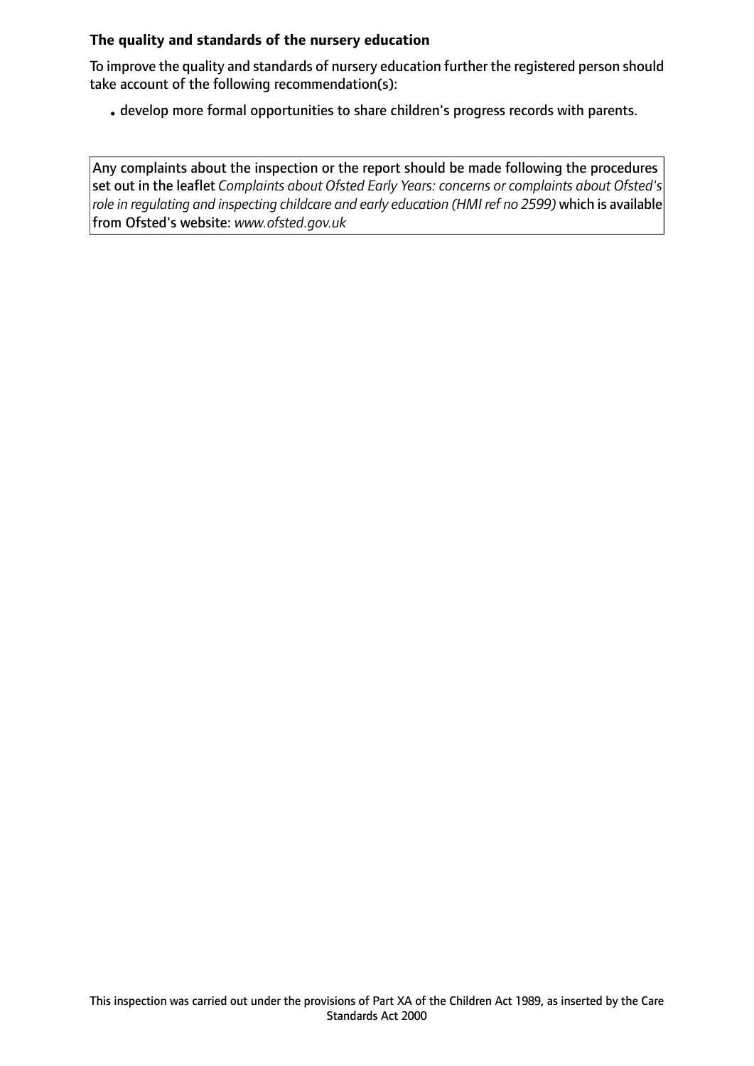**The quality and standards of the nursery education**

To improve the quality and standards of nursery education further the registered person should take account of the following recommendation(s):

- develop more formal opportunities to share children's progress records with parents.

Any complaints about the inspection or the report should be made following the procedures set out in the leaflet *Complaints about Ofsted Early Years: concerns or complaints about Ofsted's role in regulating and inspecting childcare and early education (HMI ref no 2599)* which is available from Ofsted's website: *www.ofsted.gov.uk*

This inspection was carried out under the provisions of Part XA of the Children Act 1989, as inserted by the Care Standards Act 2000